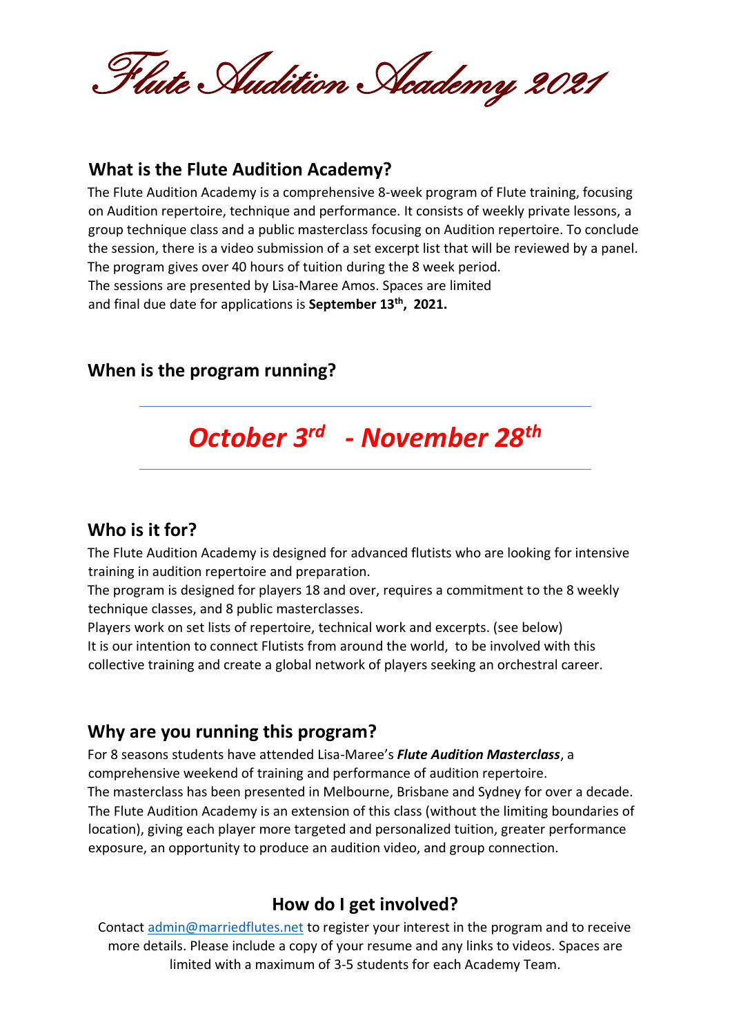# Flute Audition Academy 2021

## What is the Flute Audition Academy?

The Flute Audition Academy is a comprehensive 8-week program of Flute training, focusing on Audition repertoire, technique and performance. It consists of weekly private lessons, a group technique class and a public masterclass focusing on Audition repertoire. To conclude the session, there is a video submission of a set excerpt list that will be reviewed by a panel. The program gives over 40 hours of tuition during the 8 week period.
The sessions are presented by Lisa-Maree Amos. Spaces are limited and final due date for applications is **September 13th, 2021.**

## When is the program running?

---

***October 3rd - November 28th***

---

## Who is it for?

The Flute Audition Academy is designed for advanced flutists who are looking for intensive training in audition repertoire and preparation.
The program is designed for players 18 and over, requires a commitment to the 8 weekly technique classes, and 8 public masterclasses.
Players work on set lists of repertoire, technical work and excerpts. (see below)
It is our intention to connect Flutists from around the world, to be involved with this collective training and create a global network of players seeking an orchestral career.

## Why are you running this program?

For 8 seasons students have attended Lisa-Maree's ***Flute Audition Masterclass***, a comprehensive weekend of training and performance of audition repertoire.
The masterclass has been presented in Melbourne, Brisbane and Sydney for over a decade.
The Flute Audition Academy is an extension of this class (without the limiting boundaries of location), giving each player more targeted and personalized tuition, greater performance exposure, an opportunity to produce an audition video, and group connection.

## How do I get involved?

Contact admin@marriedflutes.net to register your interest in the program and to receive more details. Please include a copy of your resume and any links to videos. Spaces are limited with a maximum of 3-5 students for each Academy Team.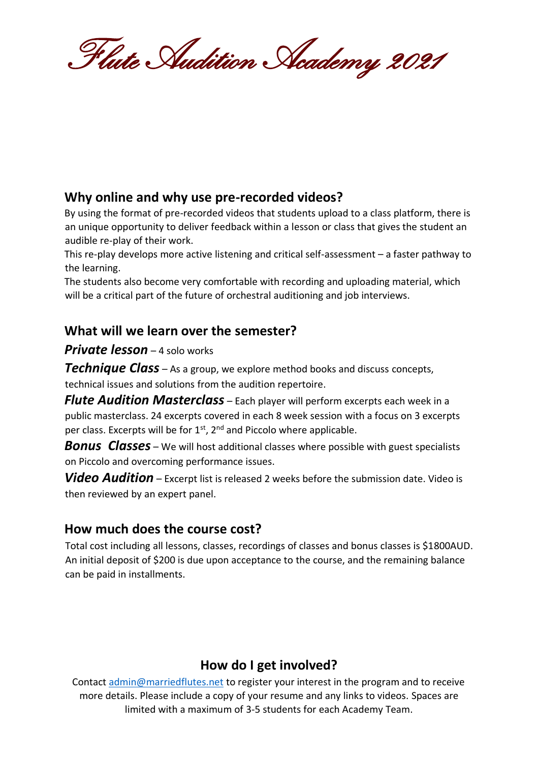# Flute Audition Academy 2021

## Why online and why use pre-recorded videos?

By using the format of pre-recorded videos that students upload to a class platform, there is an unique opportunity to deliver feedback within a lesson or class that gives the student an audible re-play of their work.

This re-play develops more active listening and critical self-assessment – a faster pathway to the learning.

The students also become very comfortable with recording and uploading material, which will be a critical part of the future of orchestral auditioning and job interviews.

## What will we learn over the semester?

***Private lesson*** – 4 solo works

***Technique Class*** – As a group, we explore method books and discuss concepts, technical issues and solutions from the audition repertoire.

***Flute Audition Masterclass*** – Each player will perform excerpts each week in a public masterclass. 24 excerpts covered in each 8 week session with a focus on 3 excerpts per class. Excerpts will be for 1st, 2nd and Piccolo where applicable.

***Bonus Classes*** – We will host additional classes where possible with guest specialists on Piccolo and overcoming performance issues.

***Video Audition*** – Excerpt list is released 2 weeks before the submission date. Video is then reviewed by an expert panel.

## How much does the course cost?

Total cost including all lessons, classes, recordings of classes and bonus classes is $1800AUD. An initial deposit of $200 is due upon acceptance to the course, and the remaining balance can be paid in installments.

## How do I get involved?

Contact [admin@marriedflutes.net](mailto:admin@marriedflutes.net) to register your interest in the program and to receive more details. Please include a copy of your resume and any links to videos. Spaces are limited with a maximum of 3-5 students for each Academy Team.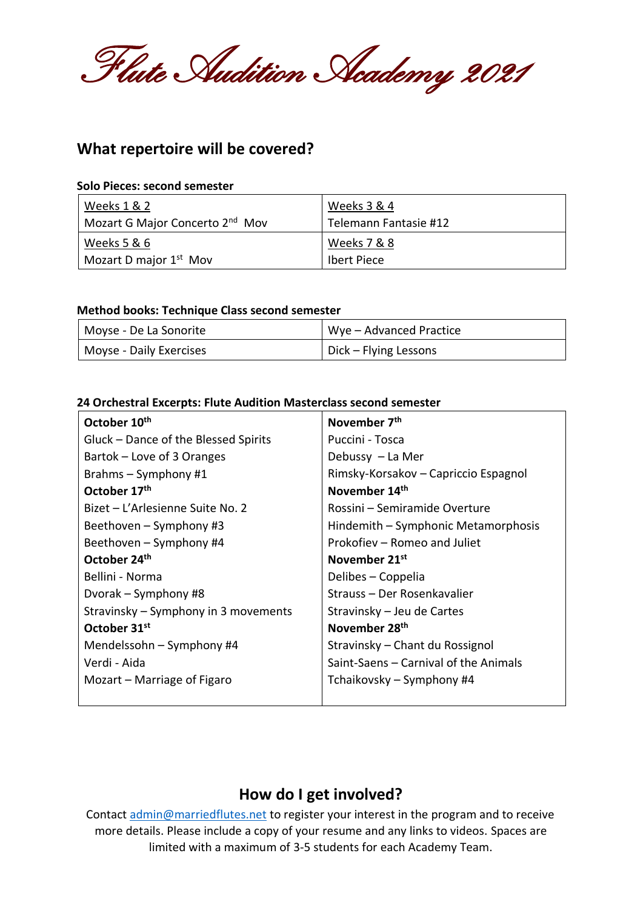# Flute Audition Academy 2021

## What repertoire will be covered?

**Solo Pieces: second semester**

| Weeks 1 & 2 | Weeks 3 & 4 |
|---|---|
| Mozart G Major Concerto 2nd Mov | Telemann Fantasie #12 |
| Weeks 5 & 6 | Weeks 7 & 8 |
| Mozart D major 1st Mov | Ibert Piece |

**Method books: Technique Class second semester**

| | |
|---|---|
| Moyse - De La Sonorite | Wye – Advanced Practice |
| Moyse - Daily Exercises | Dick – Flying Lessons |

**24 Orchestral Excerpts: Flute Audition Masterclass second semester**

| | |
|---|---|
| **October 10th** | **November 7th** |
| Gluck – Dance of the Blessed Spirits | Puccini - Tosca |
| Bartok – Love of 3 Oranges | Debussy – La Mer |
| Brahms – Symphony #1 | Rimsky-Korsakov – Capriccio Espagnol |
| **October 17th** | **November 14th** |
| Bizet – L'Arlesienne Suite No. 2 | Rossini – Semiramide Overture |
| Beethoven – Symphony #3 | Hindemith – Symphonic Metamorphosis |
| Beethoven – Symphony #4 | Prokofiev – Romeo and Juliet |
| **October 24th** | **November 21st** |
| Bellini - Norma | Delibes – Coppelia |
| Dvorak – Symphony #8 | Strauss – Der Rosenkavalier |
| Stravinsky – Symphony in 3 movements | Stravinsky – Jeu de Cartes |
| **October 31st** | **November 28th** |
| Mendelssohn – Symphony #4 | Stravinsky – Chant du Rossignol |
| Verdi - Aida | Saint-Saens – Carnival of the Animals |
| Mozart – Marriage of Figaro | Tchaikovsky – Symphony #4 |

## How do I get involved?

Contact admin@marriedflutes.net to register your interest in the program and to receive more details. Please include a copy of your resume and any links to videos. Spaces are limited with a maximum of 3-5 students for each Academy Team.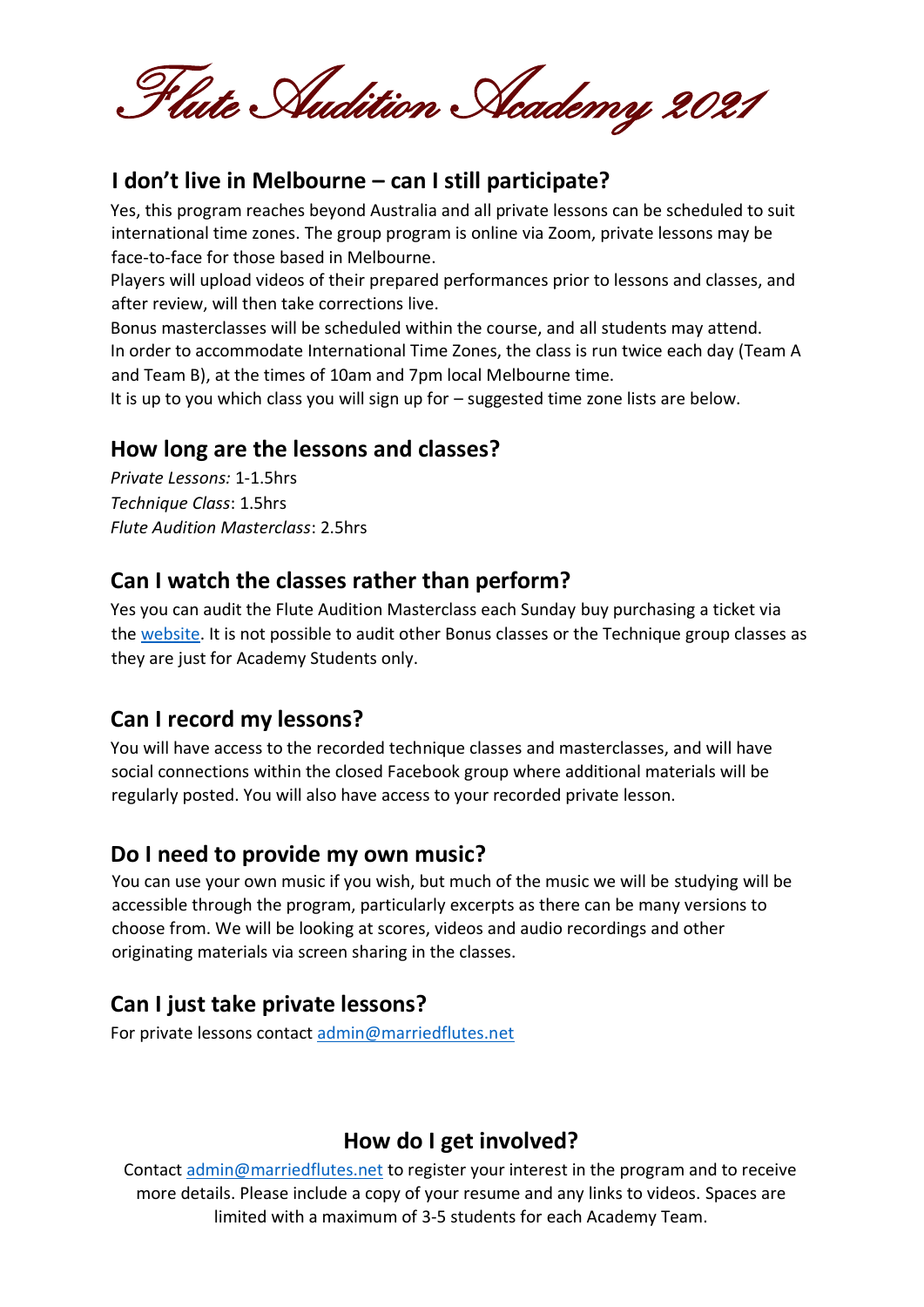# Flute Audition Academy 2021

## I don't live in Melbourne – can I still participate?

Yes, this program reaches beyond Australia and all private lessons can be scheduled to suit international time zones. The group program is online via Zoom, private lessons may be face-to-face for those based in Melbourne.

Players will upload videos of their prepared performances prior to lessons and classes, and after review, will then take corrections live.

Bonus masterclasses will be scheduled within the course, and all students may attend.

In order to accommodate International Time Zones, the class is run twice each day (Team A and Team B), at the times of 10am and 7pm local Melbourne time.

It is up to you which class you will sign up for – suggested time zone lists are below.

## How long are the lessons and classes?

*Private Lessons:* 1-1.5hrs
*Technique Class*: 1.5hrs
*Flute Audition Masterclass*: 2.5hrs

## Can I watch the classes rather than perform?

Yes you can audit the Flute Audition Masterclass each Sunday buy purchasing a ticket via the website. It is not possible to audit other Bonus classes or the Technique group classes as they are just for Academy Students only.

## Can I record my lessons?

You will have access to the recorded technique classes and masterclasses, and will have social connections within the closed Facebook group where additional materials will be regularly posted. You will also have access to your recorded private lesson.

## Do I need to provide my own music?

You can use your own music if you wish, but much of the music we will be studying will be accessible through the program, particularly excerpts as there can be many versions to choose from. We will be looking at scores, videos and audio recordings and other originating materials via screen sharing in the classes.

## Can I just take private lessons?

For private lessons contact admin@marriedflutes.net

## How do I get involved?

Contact admin@marriedflutes.net to register your interest in the program and to receive more details. Please include a copy of your resume and any links to videos. Spaces are limited with a maximum of 3-5 students for each Academy Team.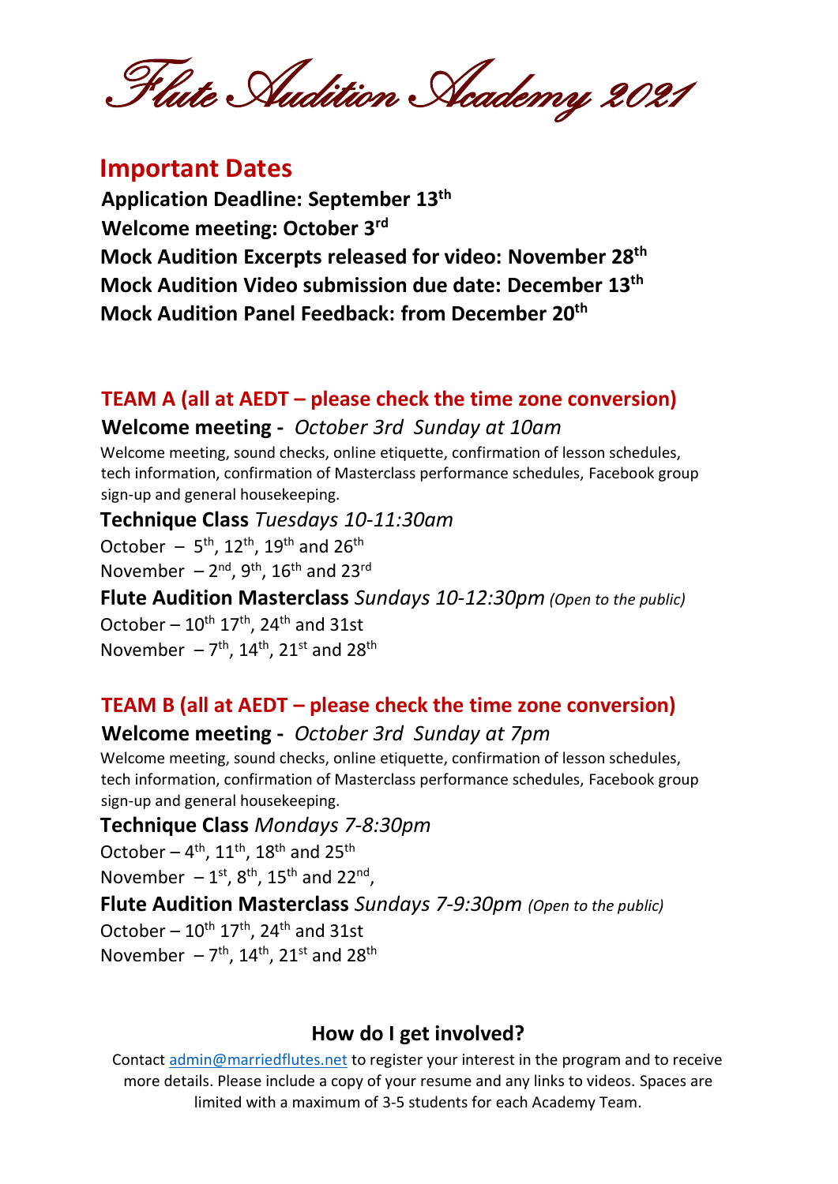# Flute Audition Academy 2021

## Important Dates

**Application Deadline: September 13th**
**Welcome meeting: October 3rd**
**Mock Audition Excerpts released for video: November 28th**
**Mock Audition Video submission due date: December 13th**
**Mock Audition Panel Feedback: from December 20th**

## TEAM A (all at AEDT – please check the time zone conversion)

**Welcome meeting -** *October 3rd Sunday at 10am*

Welcome meeting, sound checks, online etiquette, confirmation of lesson schedules, tech information, confirmation of Masterclass performance schedules, Facebook group sign-up and general housekeeping.

**Technique Class** *Tuesdays 10-11:30am*

October – 5th, 12th, 19th and 26th
November – 2nd, 9th, 16th and 23rd

**Flute Audition Masterclass** *Sundays 10-12:30pm (Open to the public)*

October – 10th 17th, 24th and 31st
November – 7th, 14th, 21st and 28th

## TEAM B (all at AEDT – please check the time zone conversion)

**Welcome meeting -** *October 3rd Sunday at 7pm*

Welcome meeting, sound checks, online etiquette, confirmation of lesson schedules, tech information, confirmation of Masterclass performance schedules, Facebook group sign-up and general housekeeping.

**Technique Class** *Mondays 7-8:30pm*

October – 4th, 11th, 18th and 25th
November – 1st, 8th, 15th and 22nd,

**Flute Audition Masterclass** *Sundays 7-9:30pm (Open to the public)*

October – 10th 17th, 24th and 31st
November – 7th, 14th, 21st and 28th

## How do I get involved?

Contact admin@marriedflutes.net to register your interest in the program and to receive more details. Please include a copy of your resume and any links to videos. Spaces are limited with a maximum of 3-5 students for each Academy Team.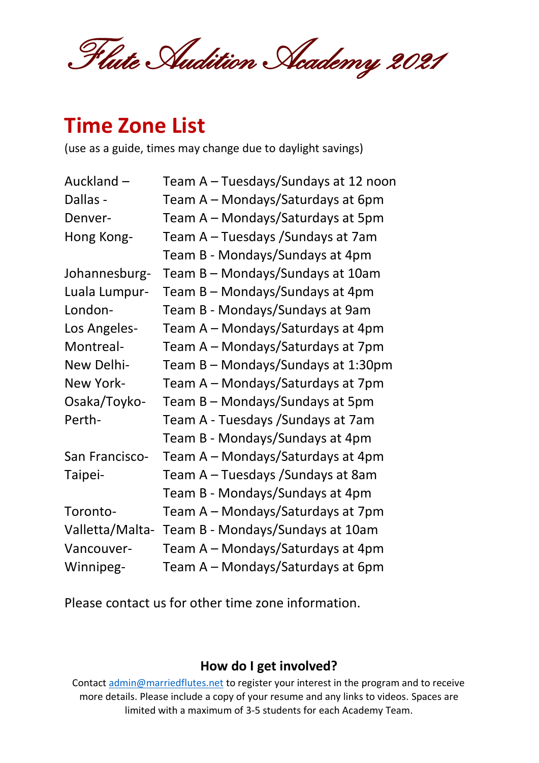# Flute Audition Academy 2021

## Time Zone List

(use as a guide, times may change due to daylight savings)

| | |
|---|---|
| Auckland – | Team A – Tuesdays/Sundays at 12 noon |
| Dallas - | Team A – Mondays/Saturdays at 6pm |
| Denver- | Team A – Mondays/Saturdays at 5pm |
| Hong Kong- | Team A – Tuesdays /Sundays at 7am |
| | Team B - Mondays/Sundays at 4pm |
| Johannesburg- | Team B – Mondays/Sundays at 10am |
| Luala Lumpur- | Team B – Mondays/Sundays at 4pm |
| London- | Team B - Mondays/Sundays at 9am |
| Los Angeles- | Team A – Mondays/Saturdays at 4pm |
| Montreal- | Team A – Mondays/Saturdays at 7pm |
| New Delhi- | Team B – Mondays/Sundays at 1:30pm |
| New York- | Team A – Mondays/Saturdays at 7pm |
| Osaka/Toyko- | Team B – Mondays/Sundays at 5pm |
| Perth- | Team A - Tuesdays /Sundays at 7am |
| | Team B - Mondays/Sundays at 4pm |
| San Francisco- | Team A – Mondays/Saturdays at 4pm |
| Taipei- | Team A – Tuesdays /Sundays at 8am |
| | Team B - Mondays/Sundays at 4pm |
| Toronto- | Team A – Mondays/Saturdays at 7pm |
| Valletta/Malta- | Team B - Mondays/Sundays at 10am |
| Vancouver- | Team A – Mondays/Saturdays at 4pm |
| Winnipeg- | Team A – Mondays/Saturdays at 6pm |

Please contact us for other time zone information.

### How do I get involved?

Contact admin@marriedflutes.net to register your interest in the program and to receive more details. Please include a copy of your resume and any links to videos. Spaces are limited with a maximum of 3-5 students for each Academy Team.